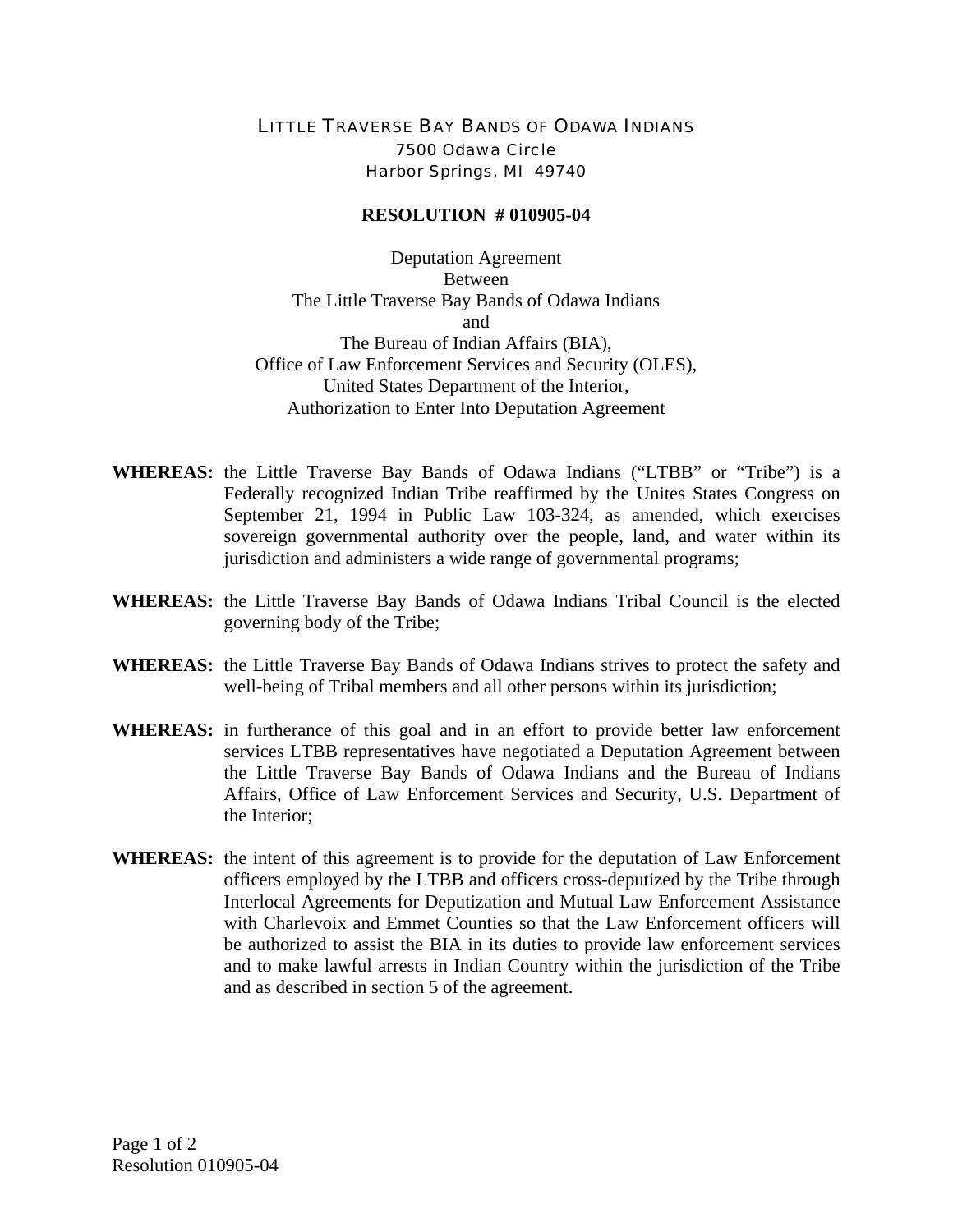# LITTLE TRAVERSE BAY BANDS OF ODAWA INDIANS

7500 Odawa Circle
Harbor Springs, MI 49740

## RESOLUTION # 010905-04

Deputation Agreement
Between
The Little Traverse Bay Bands of Odawa Indians
and
The Bureau of Indian Affairs (BIA),
Office of Law Enforcement Services and Security (OLES),
United States Department of the Interior,
Authorization to Enter Into Deputation Agreement

**WHEREAS:** the Little Traverse Bay Bands of Odawa Indians ("LTBB" or "Tribe") is a Federally recognized Indian Tribe reaffirmed by the Unites States Congress on September 21, 1994 in Public Law 103-324, as amended, which exercises sovereign governmental authority over the people, land, and water within its jurisdiction and administers a wide range of governmental programs;

**WHEREAS:** the Little Traverse Bay Bands of Odawa Indians Tribal Council is the elected governing body of the Tribe;

**WHEREAS:** the Little Traverse Bay Bands of Odawa Indians strives to protect the safety and well-being of Tribal members and all other persons within its jurisdiction;

**WHEREAS:** in furtherance of this goal and in an effort to provide better law enforcement services LTBB representatives have negotiated a Deputation Agreement between the Little Traverse Bay Bands of Odawa Indians and the Bureau of Indians Affairs, Office of Law Enforcement Services and Security, U.S. Department of the Interior;

**WHEREAS:** the intent of this agreement is to provide for the deputation of Law Enforcement officers employed by the LTBB and officers cross-deputized by the Tribe through Interlocal Agreements for Deputization and Mutual Law Enforcement Assistance with Charlevoix and Emmet Counties so that the Law Enforcement officers will be authorized to assist the BIA in its duties to provide law enforcement services and to make lawful arrests in Indian Country within the jurisdiction of the Tribe and as described in section 5 of the agreement.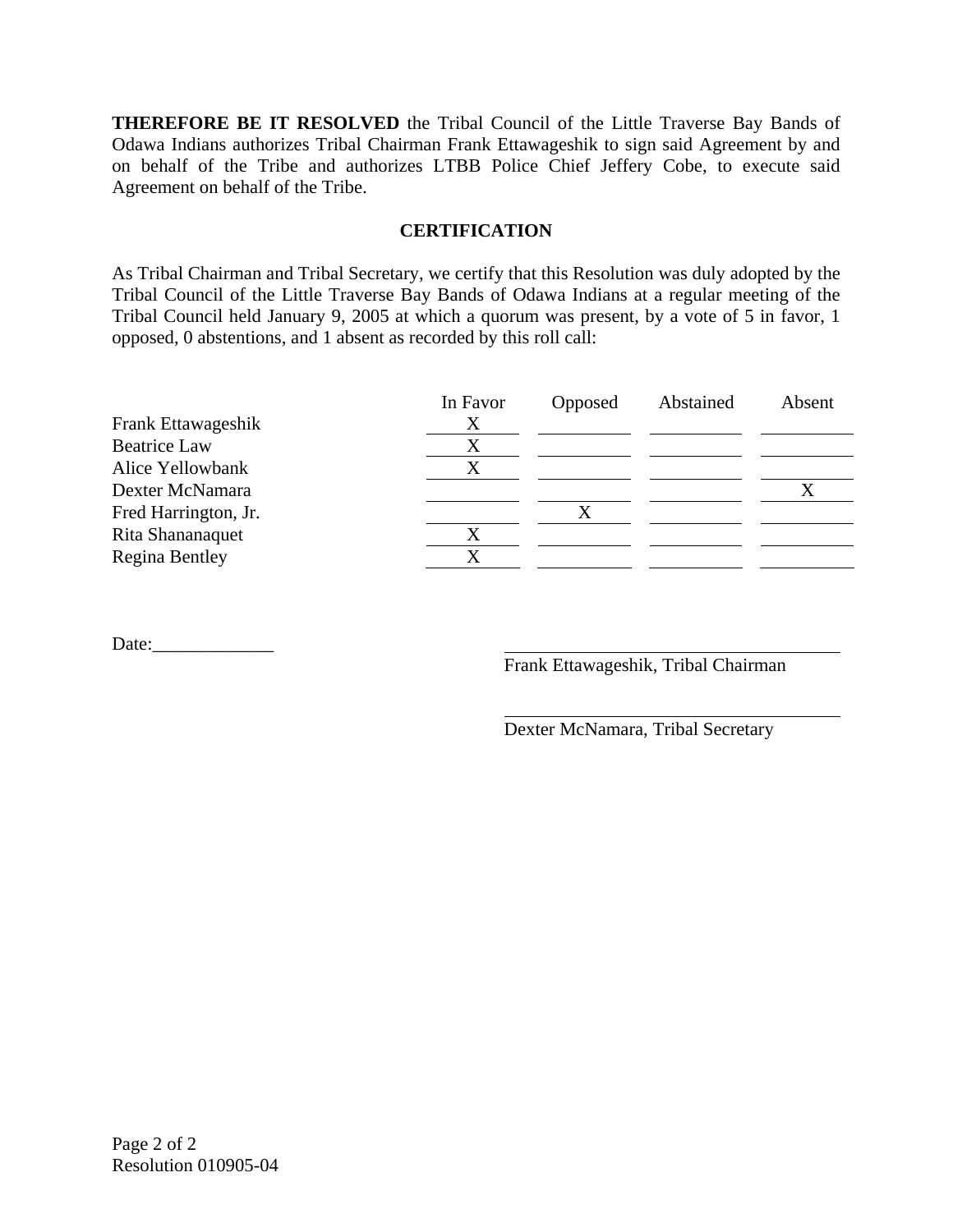**THEREFORE BE IT RESOLVED** the Tribal Council of the Little Traverse Bay Bands of Odawa Indians authorizes Tribal Chairman Frank Ettawageshik to sign said Agreement by and on behalf of the Tribe and authorizes LTBB Police Chief Jeffery Cobe, to execute said Agreement on behalf of the Tribe.

## CERTIFICATION

As Tribal Chairman and Tribal Secretary, we certify that this Resolution was duly adopted by the Tribal Council of the Little Traverse Bay Bands of Odawa Indians at a regular meeting of the Tribal Council held January 9, 2005 at which a quorum was present, by a vote of 5 in favor, 1 opposed, 0 abstentions, and 1 absent as recorded by this roll call:

| | In Favor | Opposed | Abstained | Absent |
|---|---|---|---|---|
| Frank Ettawageshik | X | | | |
| Beatrice Law | X | | | |
| Alice Yellowbank | X | | | |
| Dexter McNamara | | | | X |
| Fred Harrington, Jr. | | X | | |
| Rita Shananaquet | X | | | |
| Regina Bentley | X | | | |

Date:_____________

_____________________________________
Frank Ettawageshik, Tribal Chairman

_____________________________________
Dexter McNamara, Tribal Secretary

Resolution 010905-04